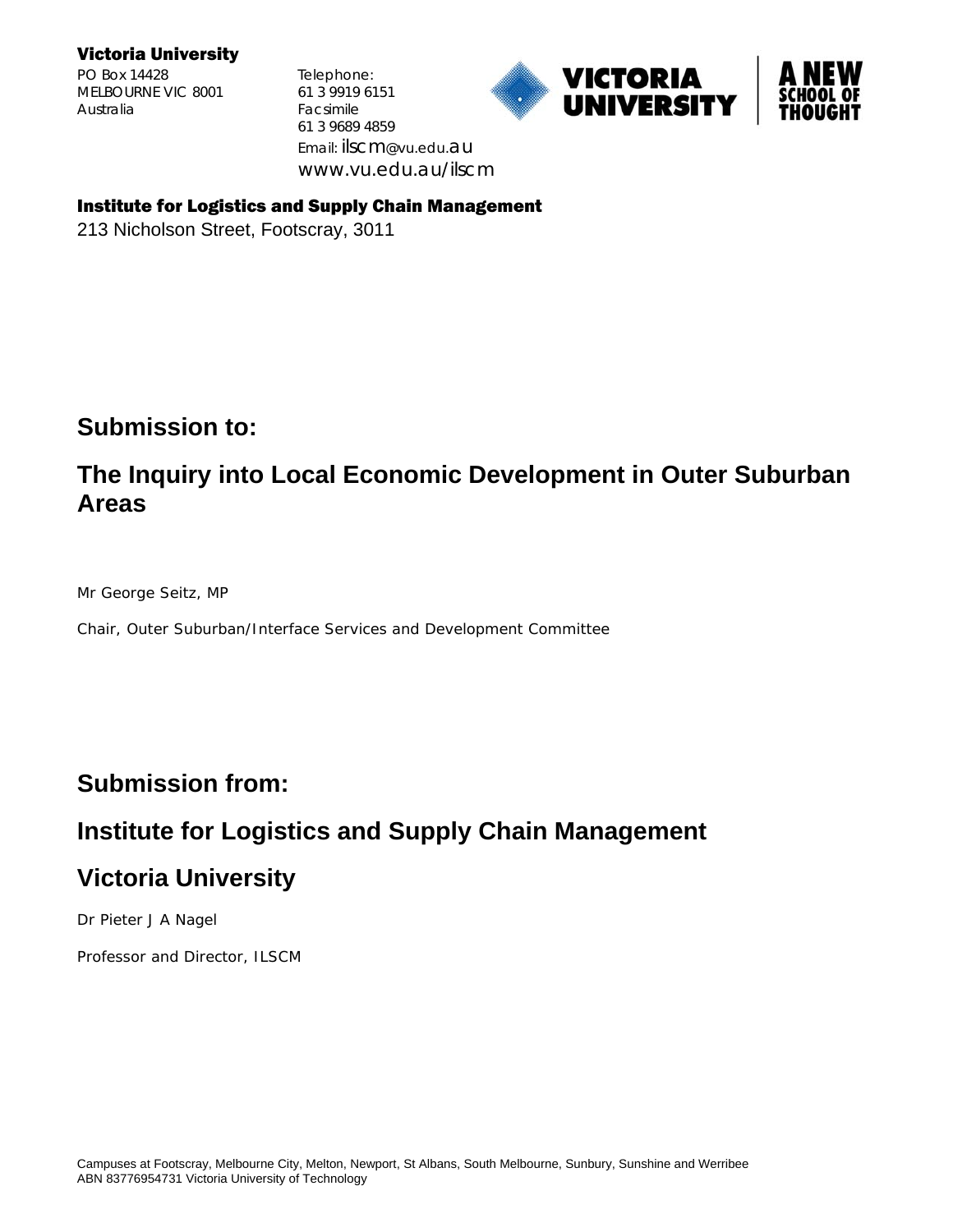**Victoria University**

PO Box 14428
MELBOURNE VIC 8001
Australia

Telephone:
61 3 9919 6151
Facsimile
61 3 9689 4859
Email: ilscm@vu.edu.au
www.vu.edu.au/ilscm

VICTORIA UNIVERSITY | A NEW SCHOOL OF THOUGHT

**Institute for Logistics and Supply Chain Management**

213 Nicholson Street, Footscray, 3011

## Submission to:

## The Inquiry into Local Economic Development in Outer Suburban Areas

Mr George Seitz, MP

Chair, Outer Suburban/Interface Services and Development Committee

## Submission from:

## Institute for Logistics and Supply Chain Management

## Victoria University

Dr Pieter J A Nagel

Professor and Director, ILSCM

Campuses at Footscray, Melbourne City, Melton, Newport, St Albans, South Melbourne, Sunbury, Sunshine and Werribee
ABN 83776954731 Victoria University of Technology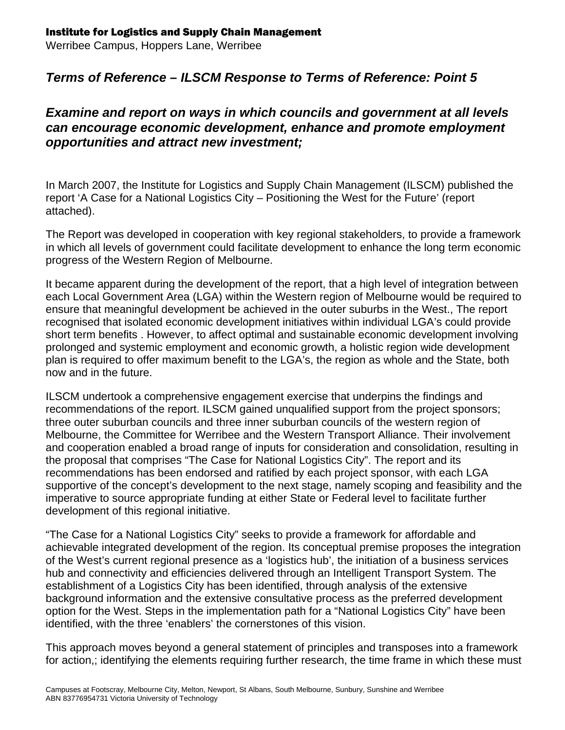**Institute for Logistics and Supply Chain Management**
Werribee Campus, Hoppers Lane, Werribee

## *Terms of Reference – ILSCM Response to Terms of Reference: Point 5*

## *Examine and report on ways in which councils and government at all levels can encourage economic development, enhance and promote employment opportunities and attract new investment;*

In March 2007, the Institute for Logistics and Supply Chain Management (ILSCM) published the report 'A Case for a National Logistics City – Positioning the West for the Future' (report attached).

The Report was developed in cooperation with key regional stakeholders, to provide a framework in which all levels of government could facilitate development to enhance the long term economic progress of the Western Region of Melbourne.

It became apparent during the development of the report, that a high level of integration between each Local Government Area (LGA) within the Western region of Melbourne would be required to ensure that meaningful development be achieved in the outer suburbs in the West., The report recognised that isolated economic development initiatives within individual LGA's could provide short term benefits . However, to affect optimal and sustainable economic development involving prolonged and systemic employment and economic growth, a holistic region wide development plan is required to offer maximum benefit to the LGA's, the region as whole and the State, both now and in the future.

ILSCM undertook a comprehensive engagement exercise that underpins the findings and recommendations of the report. ILSCM gained unqualified support from the project sponsors; three outer suburban councils and three inner suburban councils of the western region of Melbourne, the Committee for Werribee and the Western Transport Alliance. Their involvement and cooperation enabled a broad range of inputs for consideration and consolidation, resulting in the proposal that comprises "The Case for National Logistics City". The report and its recommendations has been endorsed and ratified by each project sponsor, with each LGA supportive of the concept's development to the next stage, namely scoping and feasibility and the imperative to source appropriate funding at either State or Federal level to facilitate further development of this regional initiative.

"The Case for a National Logistics City" seeks to provide a framework for affordable and achievable integrated development of the region. Its conceptual premise proposes the integration of the West's current regional presence as a 'logistics hub', the initiation of a business services hub and connectivity and efficiencies delivered through an Intelligent Transport System. The establishment of a Logistics City has been identified, through analysis of the extensive background information and the extensive consultative process as the preferred development option for the West. Steps in the implementation path for a "National Logistics City" have been identified, with the three 'enablers' the cornerstones of this vision.

This approach moves beyond a general statement of principles and transposes into a framework for action,; identifying the elements requiring further research, the time frame in which these must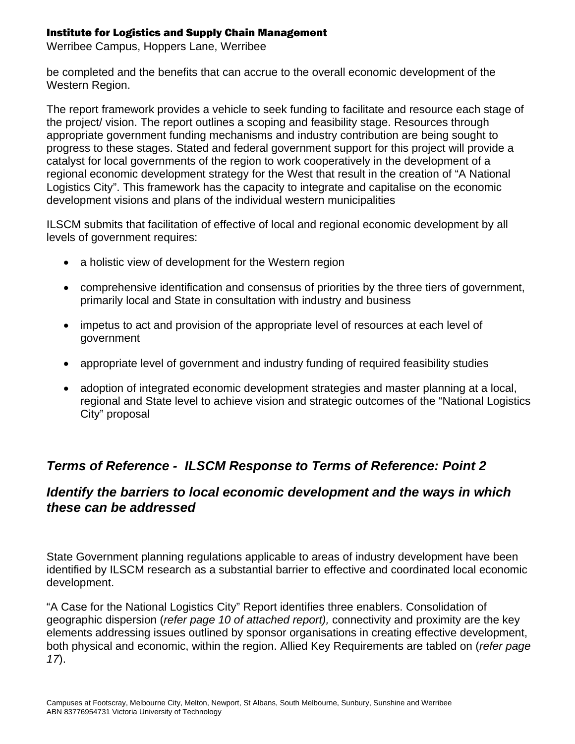be completed and the benefits that can accrue to the overall economic development of the Western Region.

The report framework provides a vehicle to seek funding to facilitate and resource each stage of the project/ vision. The report outlines a scoping and feasibility stage. Resources through appropriate government funding mechanisms and industry contribution are being sought to progress to these stages. Stated and federal government support for this project will provide a catalyst for local governments of the region to work cooperatively in the development of a regional economic development strategy for the West that result in the creation of "A National Logistics City". This framework has the capacity to integrate and capitalise on the economic development visions and plans of the individual western municipalities

ILSCM submits that facilitation of effective of local and regional economic development by all levels of government requires:

- a holistic view of development for the Western region
- comprehensive identification and consensus of priorities by the three tiers of government, primarily local and State in consultation with industry and business
- impetus to act and provision of the appropriate level of resources at each level of government
- appropriate level of government and industry funding of required feasibility studies
- adoption of integrated economic development strategies and master planning at a local, regional and State level to achieve vision and strategic outcomes of the "National Logistics City" proposal

## *Terms of Reference - ILSCM Response to Terms of Reference: Point 2*

## *Identify the barriers to local economic development and the ways in which these can be addressed*

State Government planning regulations applicable to areas of industry development have been identified by ILSCM research as a substantial barrier to effective and coordinated local economic development.

"A Case for the National Logistics City" Report identifies three enablers. Consolidation of geographic dispersion (*refer page 10 of attached report),* connectivity and proximity are the key elements addressing issues outlined by sponsor organisations in creating effective development, both physical and economic, within the region. Allied Key Requirements are tabled on (*refer page 17*).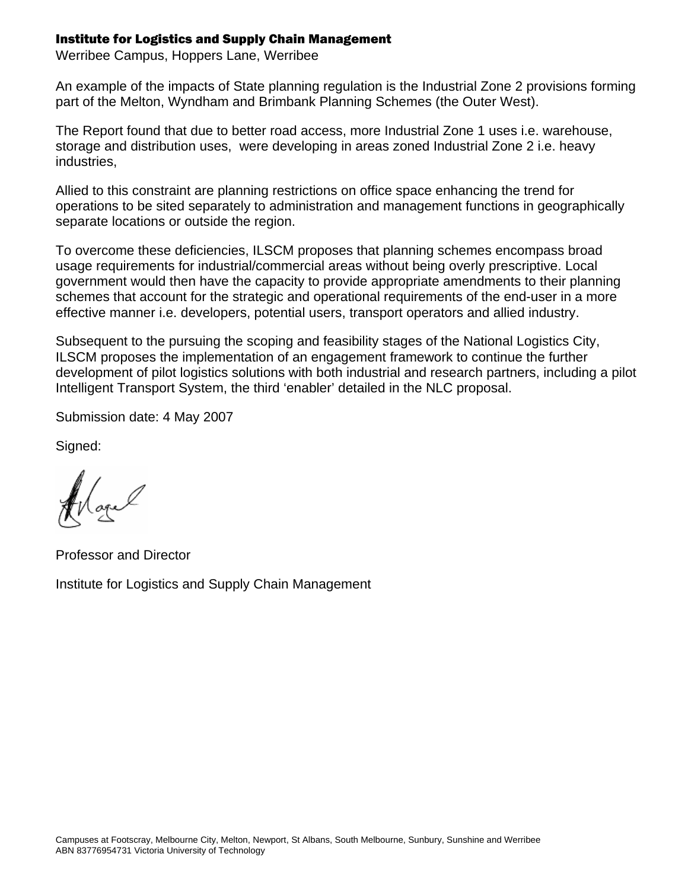**Institute for Logistics and Supply Chain Management**
Werribee Campus, Hoppers Lane, Werribee

An example of the impacts of State planning regulation is the Industrial Zone 2 provisions forming part of the Melton, Wyndham and Brimbank Planning Schemes (the Outer West).

The Report found that due to better road access, more Industrial Zone 1 uses i.e. warehouse, storage and distribution uses, were developing in areas zoned Industrial Zone 2 i.e. heavy industries,

Allied to this constraint are planning restrictions on office space enhancing the trend for operations to be sited separately to administration and management functions in geographically separate locations or outside the region.

To overcome these deficiencies, ILSCM proposes that planning schemes encompass broad usage requirements for industrial/commercial areas without being overly prescriptive. Local government would then have the capacity to provide appropriate amendments to their planning schemes that account for the strategic and operational requirements of the end-user in a more effective manner i.e. developers, potential users, transport operators and allied industry.

Subsequent to the pursuing the scoping and feasibility stages of the National Logistics City, ILSCM proposes the implementation of an engagement framework to continue the further development of pilot logistics solutions with both industrial and research partners, including a pilot Intelligent Transport System, the third 'enabler' detailed in the NLC proposal.

Submission date: 4 May 2007

Signed:

Professor and Director

Institute for Logistics and Supply Chain Management

Campuses at Footscray, Melbourne City, Melton, Newport, St Albans, South Melbourne, Sunbury, Sunshine and Werribee
ABN 83776954731 Victoria University of Technology